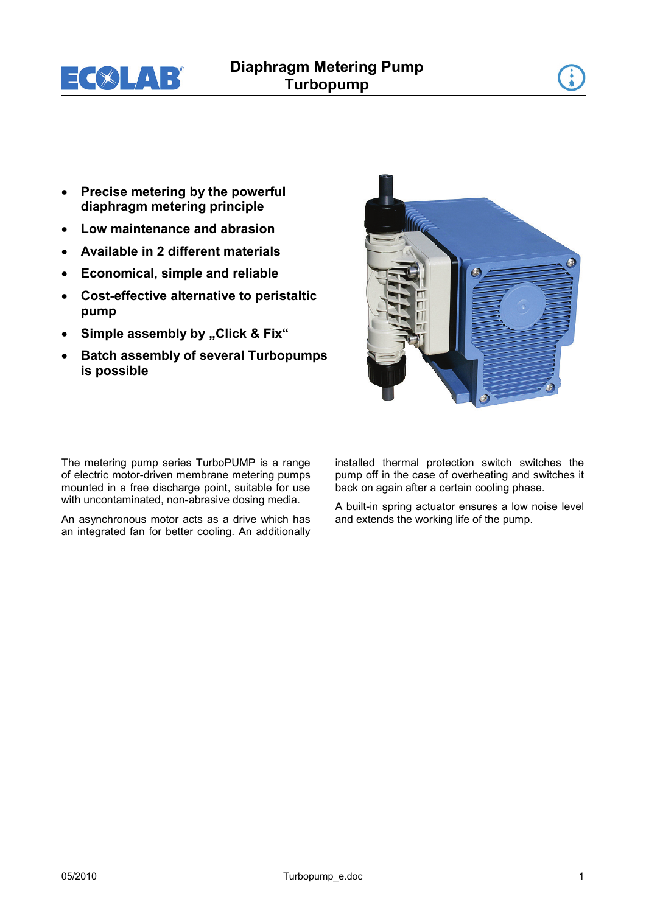# Diaphragm Metering Pump Turbopump

- **Precise metering by the powerful diaphragm metering principle**
- **Low maintenance and abrasion**
- **Available in 2 different materials**
- **Economical, simple and reliable**
- **Cost-effective alternative to peristaltic pump**
- **Simple assembly by „Click & Fix“**
- **Batch assembly of several Turbopumps is possible**

The metering pump series TurboPUMP is a range of electric motor-driven membrane metering pumps mounted in a free discharge point, suitable for use with uncontaminated, non-abrasive dosing media.

An asynchronous motor acts as a drive which has an integrated fan for better cooling. An additionally installed thermal protection switch switches the pump off in the case of overheating and switches it back on again after a certain cooling phase.

A built-in spring actuator ensures a low noise level and extends the working life of the pump.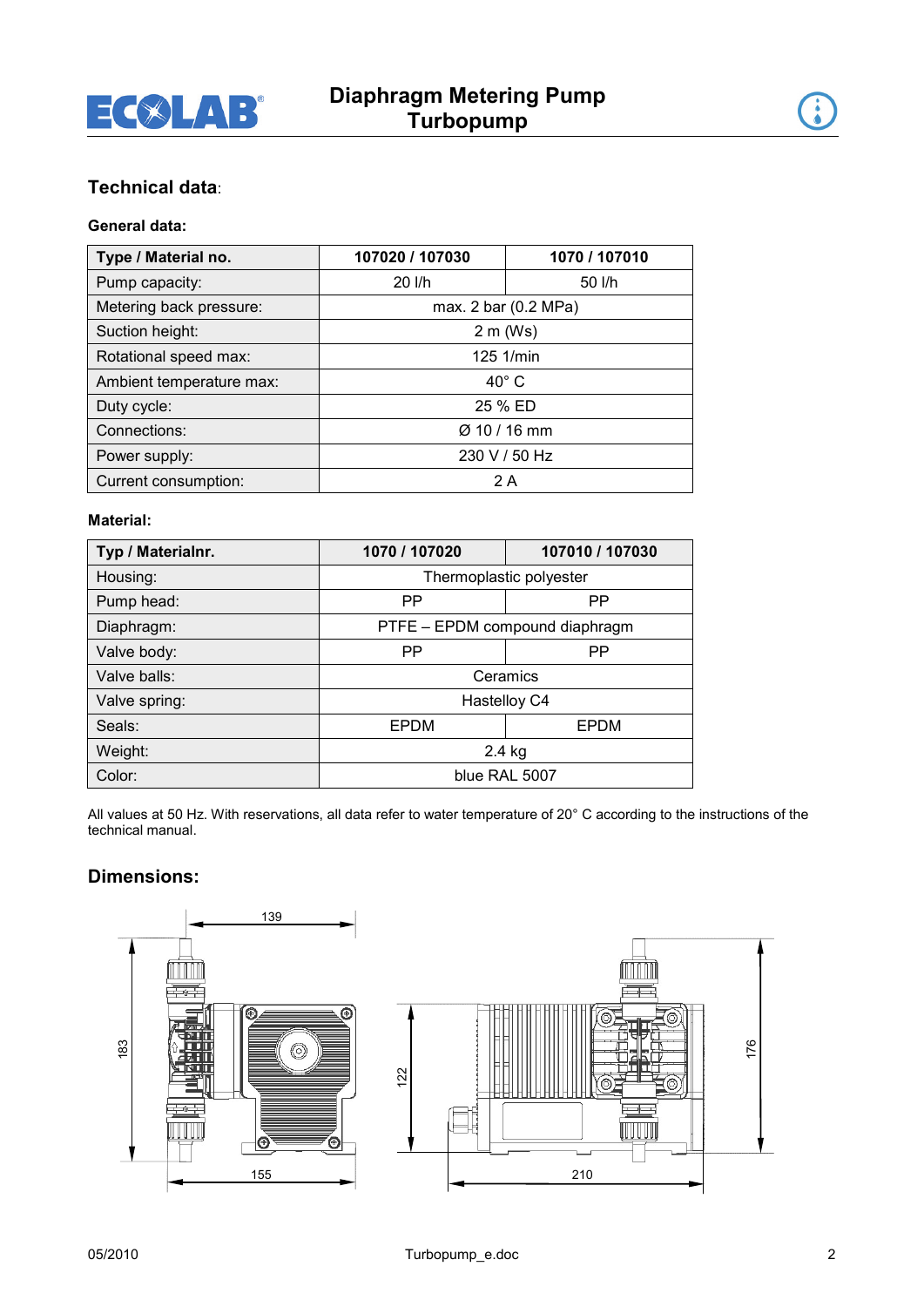## Technical data:

### General data:

| Type / Material no. | 107020 / 107030 | 1070 / 107010 |
|---|---|---|
| Pump capacity: | 20 l/h | 50 l/h |
| Metering back pressure: | max. 2 bar (0.2 MPa) | |
| Suction height: | 2 m (Ws) | |
| Rotational speed max: | 125 1/min | |
| Ambient temperature max: | 40° C | |
| Duty cycle: | 25 % ED | |
| Connections: | Ø 10 / 16 mm | |
| Power supply: | 230 V / 50 Hz | |
| Current consumption: | 2 A | |

### Material:

| Typ / Materialnr. | 1070 / 107020 | 107010 / 107030 |
|---|---|---|
| Housing: | Thermoplastic polyester | |
| Pump head: | PP | PP |
| Diaphragm: | PTFE – EPDM compound diaphragm | |
| Valve body: | PP | PP |
| Valve balls: | Ceramics | |
| Valve spring: | Hastelloy C4 | |
| Seals: | EPDM | EPDM |
| Weight: | 2.4 kg | |
| Color: | blue RAL 5007 | |

All values at 50 Hz. With reservations, all data refer to water temperature of 20° C according to the instructions of the technical manual.

## Dimensions:

139
183
155
122
176
210